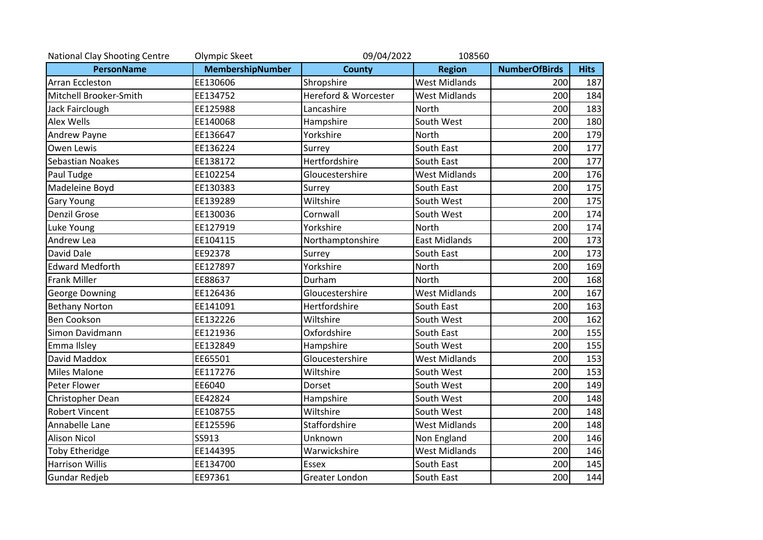National Clay Shooting Centre | Olympic Skeet | 09/04/2022 | 108560

| PersonName | MembershipNumber | County | Region | NumberOfBirds | Hits |
|---|---|---|---|---|---|
| Arran Eccleston | EE130606 | Shropshire | West Midlands | 200 | 187 |
| Mitchell Brooker-Smith | EE134752 | Hereford & Worcester | West Midlands | 200 | 184 |
| Jack Fairclough | EE125988 | Lancashire | North | 200 | 183 |
| Alex Wells | EE140068 | Hampshire | South West | 200 | 180 |
| Andrew Payne | EE136647 | Yorkshire | North | 200 | 179 |
| Owen Lewis | EE136224 | Surrey | South East | 200 | 177 |
| Sebastian Noakes | EE138172 | Hertfordshire | South East | 200 | 177 |
| Paul Tudge | EE102254 | Gloucestershire | West Midlands | 200 | 176 |
| Madeleine Boyd | EE130383 | Surrey | South East | 200 | 175 |
| Gary Young | EE139289 | Wiltshire | South West | 200 | 175 |
| Denzil Grose | EE130036 | Cornwall | South West | 200 | 174 |
| Luke Young | EE127919 | Yorkshire | North | 200 | 174 |
| Andrew Lea | EE104115 | Northamptonshire | East Midlands | 200 | 173 |
| David Dale | EE92378 | Surrey | South East | 200 | 173 |
| Edward Medforth | EE127897 | Yorkshire | North | 200 | 169 |
| Frank Miller | EE88637 | Durham | North | 200 | 168 |
| George Downing | EE126436 | Gloucestershire | West Midlands | 200 | 167 |
| Bethany Norton | EE141091 | Hertfordshire | South East | 200 | 163 |
| Ben Cookson | EE132226 | Wiltshire | South West | 200 | 162 |
| Simon Davidmann | EE121936 | Oxfordshire | South East | 200 | 155 |
| Emma Ilsley | EE132849 | Hampshire | South West | 200 | 155 |
| David Maddox | EE65501 | Gloucestershire | West Midlands | 200 | 153 |
| Miles Malone | EE117276 | Wiltshire | South West | 200 | 153 |
| Peter Flower | EE6040 | Dorset | South West | 200 | 149 |
| Christopher Dean | EE42824 | Hampshire | South West | 200 | 148 |
| Robert Vincent | EE108755 | Wiltshire | South West | 200 | 148 |
| Annabelle Lane | EE125596 | Staffordshire | West Midlands | 200 | 148 |
| Alison Nicol | SS913 | Unknown | Non England | 200 | 146 |
| Toby Etheridge | EE144395 | Warwickshire | West Midlands | 200 | 146 |
| Harrison Willis | EE134700 | Essex | South East | 200 | 145 |
| Gundar Redjeb | EE97361 | Greater London | South East | 200 | 144 |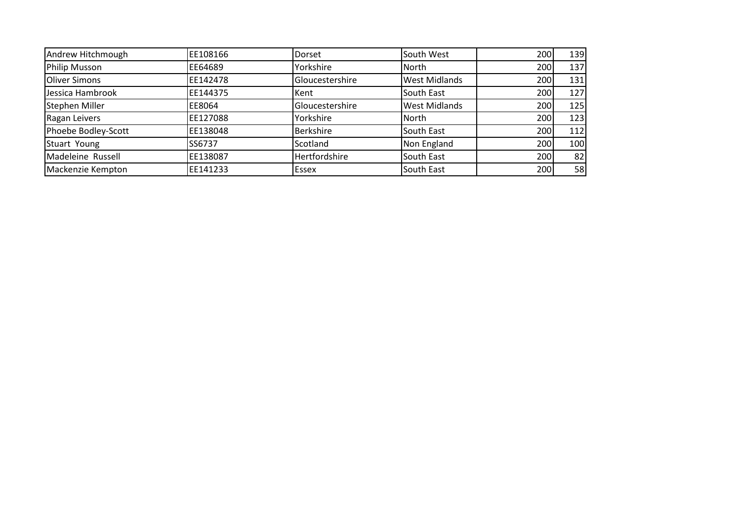| | | | | | |
|---|---|---|---|---|---|
| Andrew Hitchmough | EE108166 | Dorset | South West | 200 | 139 |
| Philip Musson | EE64689 | Yorkshire | North | 200 | 137 |
| Oliver Simons | EE142478 | Gloucestershire | West Midlands | 200 | 131 |
| Jessica Hambrook | EE144375 | Kent | South East | 200 | 127 |
| Stephen Miller | EE8064 | Gloucestershire | West Midlands | 200 | 125 |
| Ragan Leivers | EE127088 | Yorkshire | North | 200 | 123 |
| Phoebe Bodley-Scott | EE138048 | Berkshire | South East | 200 | 112 |
| Stuart Young | SS6737 | Scotland | Non England | 200 | 100 |
| Madeleine Russell | EE138087 | Hertfordshire | South East | 200 | 82 |
| Mackenzie Kempton | EE141233 | Essex | South East | 200 | 58 |